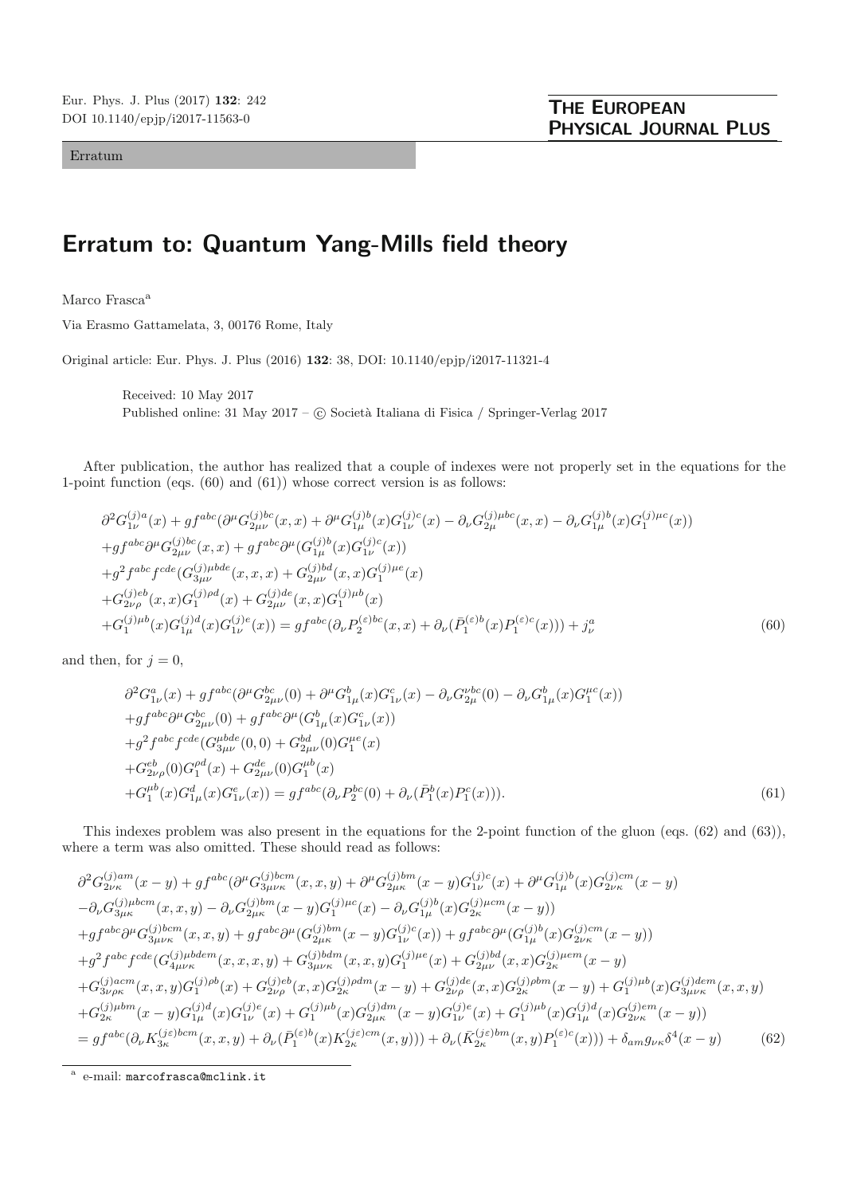Erratum

# Erratum to: Quantum Yang-Mills field theory

Marco Frasca[a]

Via Erasmo Gattamelata, 3, 00176 Rome, Italy

Original article: Eur. Phys. J. Plus (2016) **132**: 38, DOI: 10.1140/epjp/i2017-11321-4

Received: 10 May 2017
Published online: 31 May 2017 – © Società Italiana di Fisica / Springer-Verlag 2017

After publication, the author has realized that a couple of indexes were not properly set in the equations for the 1-point function (eqs. (60) and (61)) whose correct version is as follows:

$$
\begin{aligned}
&\partial^2 G_{1\nu}^{(j)a}(x) + gf^{abc}(\partial^\mu G_{2\mu\nu}^{(j)bc}(x,x) + \partial^\mu G_{1\mu}^{(j)b}(x)G_{1\nu}^{(j)c}(x) - \partial_\nu G_{2\mu}^{(j)\mu bc}(x,x) - \partial_\nu G_{1\mu}^{(j)b}(x)G_1^{(j)\mu c}(x)) \\
&+gf^{abc}\partial^\mu G_{2\mu\nu}^{(j)bc}(x,x) + gf^{abc}\partial^\mu (G_{1\mu}^{(j)b}(x)G_{1\nu}^{(j)c}(x)) \\
&+g^2 f^{abc}f^{cde}(G_{3\mu\nu}^{(j)\mu bde}(x,x,x) + G_{2\mu\nu}^{(j)bd}(x,x)G_1^{(j)\mu e}(x) \\
&+G_{2\nu\rho}^{(j)eb}(x,x)G_1^{(j)\rho d}(x) + G_{2\mu\nu}^{(j)de}(x,x)G_1^{(j)\mu b}(x) \\
&+G_1^{(j)\mu b}(x)G_{1\mu}^{(j)d}(x)G_{1\nu}^{(j)e}(x)) = gf^{abc}(\partial_\nu P_2^{(\varepsilon)bc}(x,x) + \partial_\nu(\bar{P}_1^{(\varepsilon)b}(x)P_1^{(\varepsilon)c}(x))) + j_\nu^a
\end{aligned}
\tag{60}
$$

and then, for $j = 0$,

$$
\begin{aligned}
&\partial^2 G_{1\nu}^a(x) + gf^{abc}(\partial^\mu G_{2\mu\nu}^{bc}(0) + \partial^\mu G_{1\mu}^b(x)G_{1\nu}^c(x) - \partial_\nu G_{2\mu}^{\nu bc}(0) - \partial_\nu G_{1\mu}^b(x)G_1^{\mu c}(x)) \\
&+gf^{abc}\partial^\mu G_{2\mu\nu}^{bc}(0) + gf^{abc}\partial^\mu (G_{1\mu}^b(x)G_{1\nu}^c(x)) \\
&+g^2 f^{abc}f^{cde}(G_{3\mu\nu}^{\mu bde}(0,0) + G_{2\mu\nu}^{bd}(0)G_1^{\mu e}(x) \\
&+G_{2\nu\rho}^{eb}(0)G_1^{\rho d}(x) + G_{2\mu\nu}^{de}(0)G_1^{\mu b}(x) \\
&+G_1^{\mu b}(x)G_{1\mu}^d(x)G_{1\nu}^e(x)) = gf^{abc}(\partial_\nu P_2^{bc}(0) + \partial_\nu(\bar{P}_1^b(x)P_1^c(x))).
\end{aligned}
\tag{61}
$$

This indexes problem was also present in the equations for the 2-point function of the gluon (eqs. (62) and (63)), where a term was also omitted. These should read as follows:

$$
\begin{aligned}
&\partial^2 G_{2\nu\kappa}^{(j)am}(x-y) + gf^{abc}(\partial^\mu G_{3\mu\nu\kappa}^{(j)bcm}(x,x,y) + \partial^\mu G_{2\mu\kappa}^{(j)bm}(x-y)G_{1\nu}^{(j)c}(x) + \partial^\mu G_{1\mu}^{(j)b}(x)G_{2\nu\kappa}^{(j)cm}(x-y) \\
&-\partial_\nu G_{3\mu\kappa}^{(j)\mu bcm}(x,x,y) - \partial_\nu G_{2\mu\kappa}^{(j)bm}(x-y)G_1^{(j)\mu c}(x) - \partial_\nu G_{1\mu}^{(j)b}(x)G_{2\kappa}^{(j)\mu cm}(x-y)) \\
&+gf^{abc}\partial^\mu G_{3\mu\nu\kappa}^{(j)bcm}(x,x,y) + gf^{abc}\partial^\mu (G_{2\mu\kappa}^{(j)bm}(x-y)G_{1\nu}^{(j)c}(x)) + gf^{abc}\partial^\mu (G_{1\mu}^{(j)b}(x)G_{2\nu\kappa}^{(j)cm}(x-y)) \\
&+g^2 f^{abc}f^{cde}(G_{4\mu\nu\kappa}^{(j)\mu bdem}(x,x,x,y) + G_{3\mu\nu\kappa}^{(j)bdm}(x,x,y)G_1^{(j)\mu e}(x) + G_{2\mu\nu}^{(j)bd}(x,x)G_{2\kappa}^{(j)\mu em}(x-y) \\
&+G_{3\nu\rho\kappa}^{(j)acm}(x,x,y)G_1^{(j)\rho b}(x) + G_{2\nu\rho}^{(j)eb}(x,x)G_{2\kappa}^{(j)\rho dm}(x-y) + G_{2\nu\rho}^{(j)de}(x,x)G_{2\kappa}^{(j)\rho bm}(x-y) + G_1^{(j)\mu b}(x)G_{3\mu\nu\kappa}^{(j)dem}(x,x,y) \\
&+G_{2\kappa}^{(j)\mu bm}(x-y)G_{1\mu}^{(j)d}(x)G_{1\nu}^{(j)e}(x) + G_1^{(j)\mu b}(x)G_{2\mu\kappa}^{(j)dm}(x-y)G_{1\nu}^{(j)e}(x) + G_1^{(j)\mu b}(x)G_{1\mu}^{(j)d}(x)G_{2\nu\kappa}^{(j)em}(x-y)) \\
&= gf^{abc}(\partial_\nu K_{3\kappa}^{(j\varepsilon)bcm}(x,x,y) + \partial_\nu(\bar{P}_1^{(\varepsilon)b}(x)K_{2\kappa}^{(j\varepsilon)cm}(x,y))) + \partial_\nu(\bar{K}_{2\kappa}^{(j\varepsilon)bm}(x,y)P_1^{(\varepsilon)c}(x))) + \delta_{am}g_{\nu\kappa}\delta^4(x-y)
\end{aligned}
\tag{62}
$$

[a] e-mail: marcofrasca@mclink.it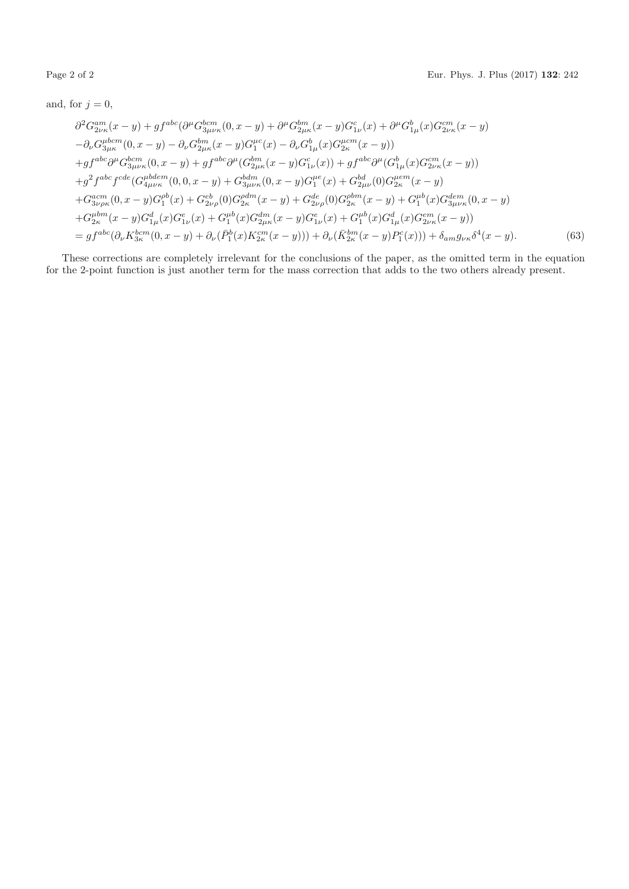and, for $j = 0$,

$$
\begin{aligned}
&\partial^2 G_{2\nu\kappa}^{am}(x-y) + gf^{abc}(\partial^\mu G_{3\mu\nu\kappa}^{bcm}(0,x-y) + \partial^\mu G_{2\mu\kappa}^{bm}(x-y)G_{1\nu}^{c}(x) + \partial^\mu G_{1\mu}^{b}(x)G_{2\nu\kappa}^{cm}(x-y) \\
&-\partial_\nu G_{3\mu\kappa}^{\mu bcm}(0,x-y) - \partial_\nu G_{2\mu\kappa}^{bm}(x-y)G_1^{\mu c}(x) - \partial_\nu G_{1\mu}^{b}(x)G_{2\kappa}^{\mu cm}(x-y)) \\
&+gf^{abc}\partial^\mu G_{3\mu\nu\kappa}^{bcm}(0,x-y) + gf^{abc}\partial^\mu(G_{2\mu\kappa}^{bm}(x-y)G_{1\nu}^{c}(x)) + gf^{abc}\partial^\mu(G_{1\mu}^{b}(x)G_{2\nu\kappa}^{cm}(x-y)) \\
&+g^2 f^{abc}f^{cde}(G_{4\mu\nu\kappa}^{\mu bdem}(0,0,x-y) + G_{3\mu\nu\kappa}^{bdm}(0,x-y)G_1^{\mu e}(x) + G_{2\mu\nu}^{bd}(0)G_{2\kappa}^{\mu em}(x-y) \\
&+G_{3\nu\rho\kappa}^{acm}(0,x-y)G_1^{\rho b}(x) + G_{2\nu\rho}^{eb}(0)G_{2\kappa}^{\rho dm}(x-y) + G_{2\nu\rho}^{de}(0)G_{2\kappa}^{\rho bm}(x-y) + G_1^{\mu b}(x)G_{3\mu\nu\kappa}^{dem}(0,x-y) \\
&+G_{2\kappa}^{\mu bm}(x-y)G_{1\mu}^{d}(x)G_{1\nu}^{e}(x) + G_1^{\mu b}(x)G_{2\mu\kappa}^{dm}(x-y)G_{1\nu}^{e}(x) + G_1^{\mu b}(x)G_{1\mu}^{d}(x)G_{2\nu\kappa}^{em}(x-y)) \\
&= gf^{abc}(\partial_\nu K_{3\kappa}^{bcm}(0,x-y) + \partial_\nu(\bar{P}_1^b(x)K_{2\kappa}^{cm}(x-y))) + \partial_\nu(\bar{K}_{2\kappa}^{bm}(x-y)P_1^c(x))) + \delta_{am}g_{\nu\kappa}\delta^4(x-y).
\end{aligned}
\tag{63}
$$

These corrections are completely irrelevant for the conclusions of the paper, as the omitted term in the equation for the 2-point function is just another term for the mass correction that adds to the two others already present.